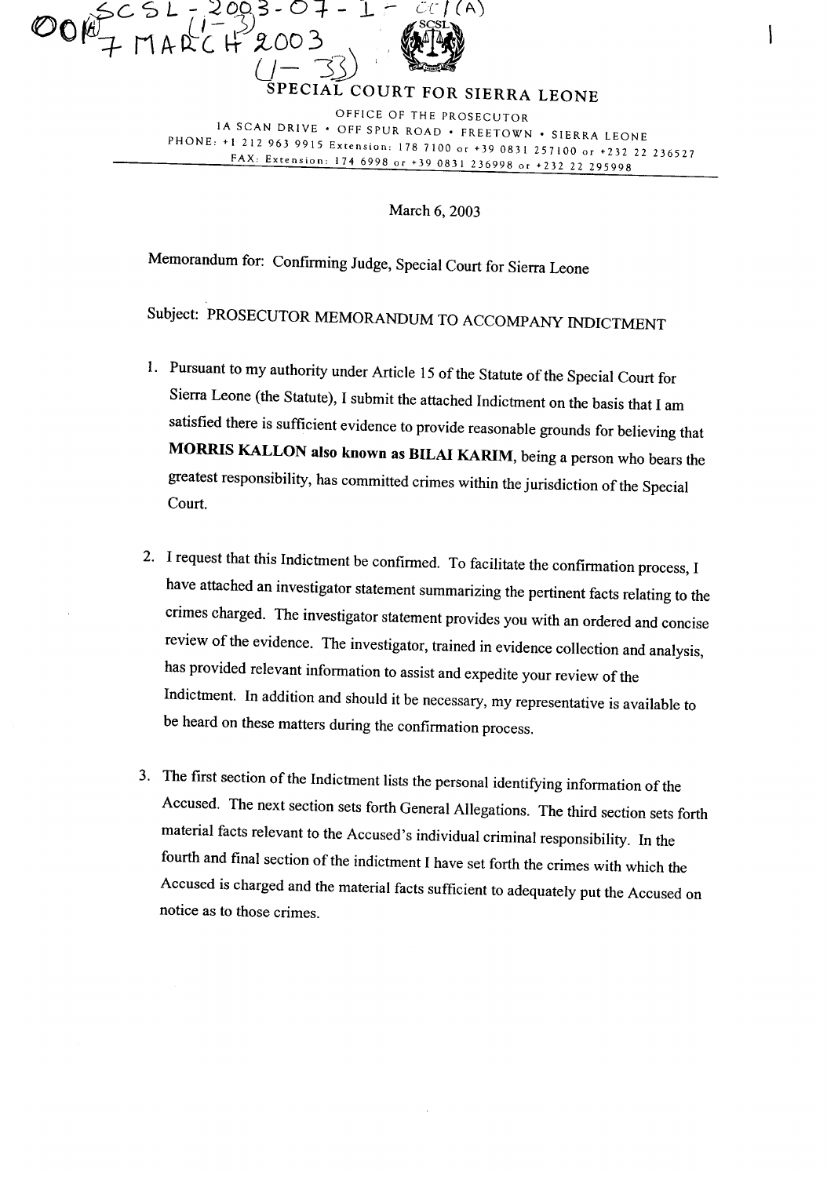SCSL - 2003 - 07 - I - CC/(A)
001 (1 - 33)
7 MARCH 2003
(1 - 33)

SPECIAL COURT FOR SIERRA LEONE

OFFICE OF THE PROSECUTOR
1A SCAN DRIVE • OFF SPUR ROAD • FREETOWN • SIERRA LEONE
PHONE: +1 212 963 9915 Extension: 178 7100 or +39 0831 257100 or +232 22 236527
FAX: Extension: 174 6998 or +39 0831 236998 or +232 22 295998

March 6, 2003

Memorandum for: Confirming Judge, Special Court for Sierra Leone

Subject: PROSECUTOR MEMORANDUM TO ACCOMPANY INDICTMENT

1. Pursuant to my authority under Article 15 of the Statute of the Special Court for Sierra Leone (the Statute), I submit the attached Indictment on the basis that I am satisfied there is sufficient evidence to provide reasonable grounds for believing that **MORRIS KALLON also known as BILAI KARIM**, being a person who bears the greatest responsibility, has committed crimes within the jurisdiction of the Special Court.

2. I request that this Indictment be confirmed. To facilitate the confirmation process, I have attached an investigator statement summarizing the pertinent facts relating to the crimes charged. The investigator statement provides you with an ordered and concise review of the evidence. The investigator, trained in evidence collection and analysis, has provided relevant information to assist and expedite your review of the Indictment. In addition and should it be necessary, my representative is available to be heard on these matters during the confirmation process.

3. The first section of the Indictment lists the personal identifying information of the Accused. The next section sets forth General Allegations. The third section sets forth material facts relevant to the Accused's individual criminal responsibility. In the fourth and final section of the indictment I have set forth the crimes with which the Accused is charged and the material facts sufficient to adequately put the Accused on notice as to those crimes.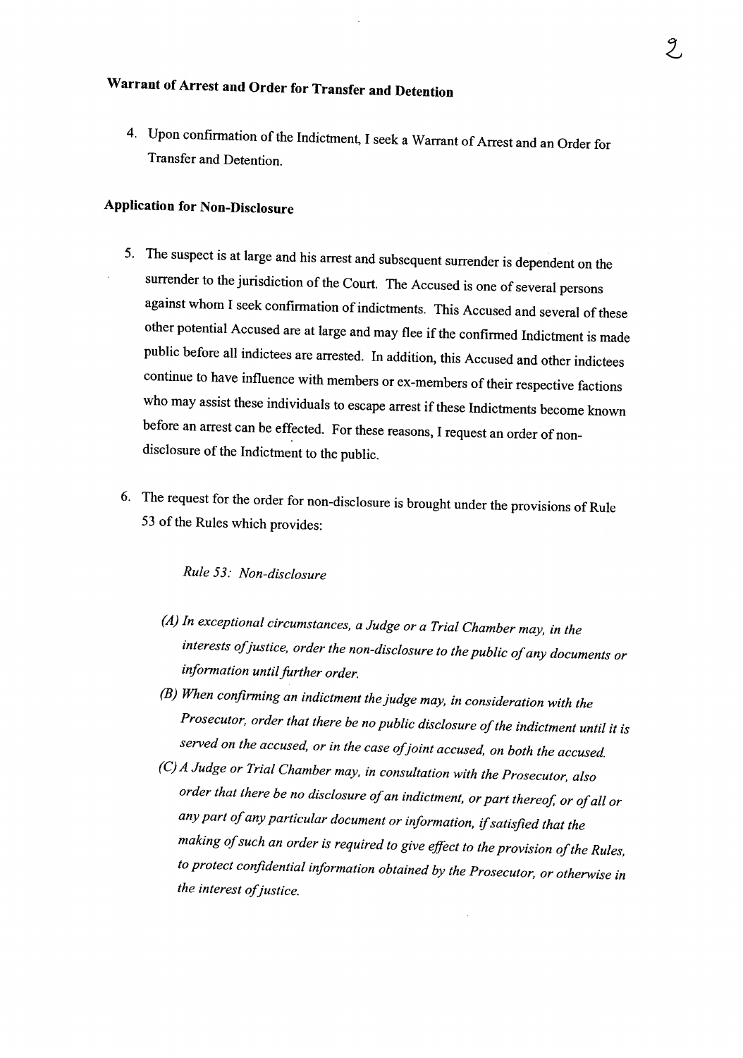## Warrant of Arrest and Order for Transfer and Detention

4. Upon confirmation of the Indictment, I seek a Warrant of Arrest and an Order for Transfer and Detention.

## Application for Non-Disclosure

5. The suspect is at large and his arrest and subsequent surrender is dependent on the surrender to the jurisdiction of the Court. The Accused is one of several persons against whom I seek confirmation of indictments. This Accused and several of these other potential Accused are at large and may flee if the confirmed Indictment is made public before all indictees are arrested. In addition, this Accused and other indictees continue to have influence with members or ex-members of their respective factions who may assist these individuals to escape arrest if these Indictments become known before an arrest can be effected. For these reasons, I request an order of non-disclosure of the Indictment to the public.

6. The request for the order for non-disclosure is brought under the provisions of Rule 53 of the Rules which provides:

   *Rule 53: Non-disclosure*

   *(A) In exceptional circumstances, a Judge or a Trial Chamber may, in the interests of justice, order the non-disclosure to the public of any documents or information until further order.*

   *(B) When confirming an indictment the judge may, in consideration with the Prosecutor, order that there be no public disclosure of the indictment until it is served on the accused, or in the case of joint accused, on both the accused.*

   *(C) A Judge or Trial Chamber may, in consultation with the Prosecutor, also order that there be no disclosure of an indictment, or part thereof, or of all or any part of any particular document or information, if satisfied that the making of such an order is required to give effect to the provision of the Rules, to protect confidential information obtained by the Prosecutor, or otherwise in the interest of justice.*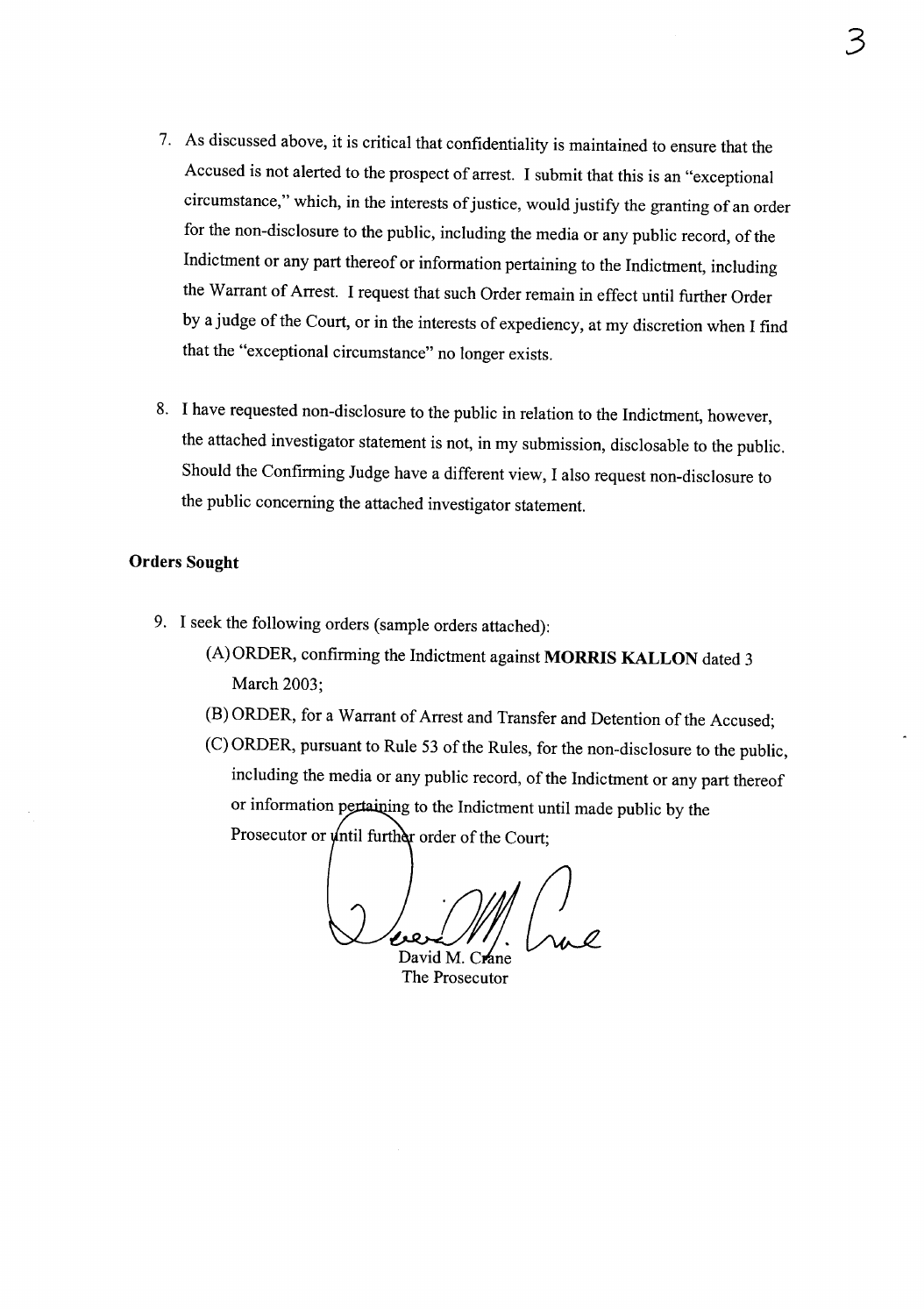7. As discussed above, it is critical that confidentiality is maintained to ensure that the Accused is not alerted to the prospect of arrest. I submit that this is an "exceptional circumstance," which, in the interests of justice, would justify the granting of an order for the non-disclosure to the public, including the media or any public record, of the Indictment or any part thereof or information pertaining to the Indictment, including the Warrant of Arrest. I request that such Order remain in effect until further Order by a judge of the Court, or in the interests of expediency, at my discretion when I find that the "exceptional circumstance" no longer exists.

8. I have requested non-disclosure to the public in relation to the Indictment, however, the attached investigator statement is not, in my submission, disclosable to the public. Should the Confirming Judge have a different view, I also request non-disclosure to the public concerning the attached investigator statement.

**Orders Sought**

9. I seek the following orders (sample orders attached):
   (A) ORDER, confirming the Indictment against **MORRIS KALLON** dated 3 March 2003;
   (B) ORDER, for a Warrant of Arrest and Transfer and Detention of the Accused;
   (C) ORDER, pursuant to Rule 53 of the Rules, for the non-disclosure to the public, including the media or any public record, of the Indictment or any part thereof or information pertaining to the Indictment until made public by the Prosecutor or until further order of the Court;

David M. Crane
The Prosecutor